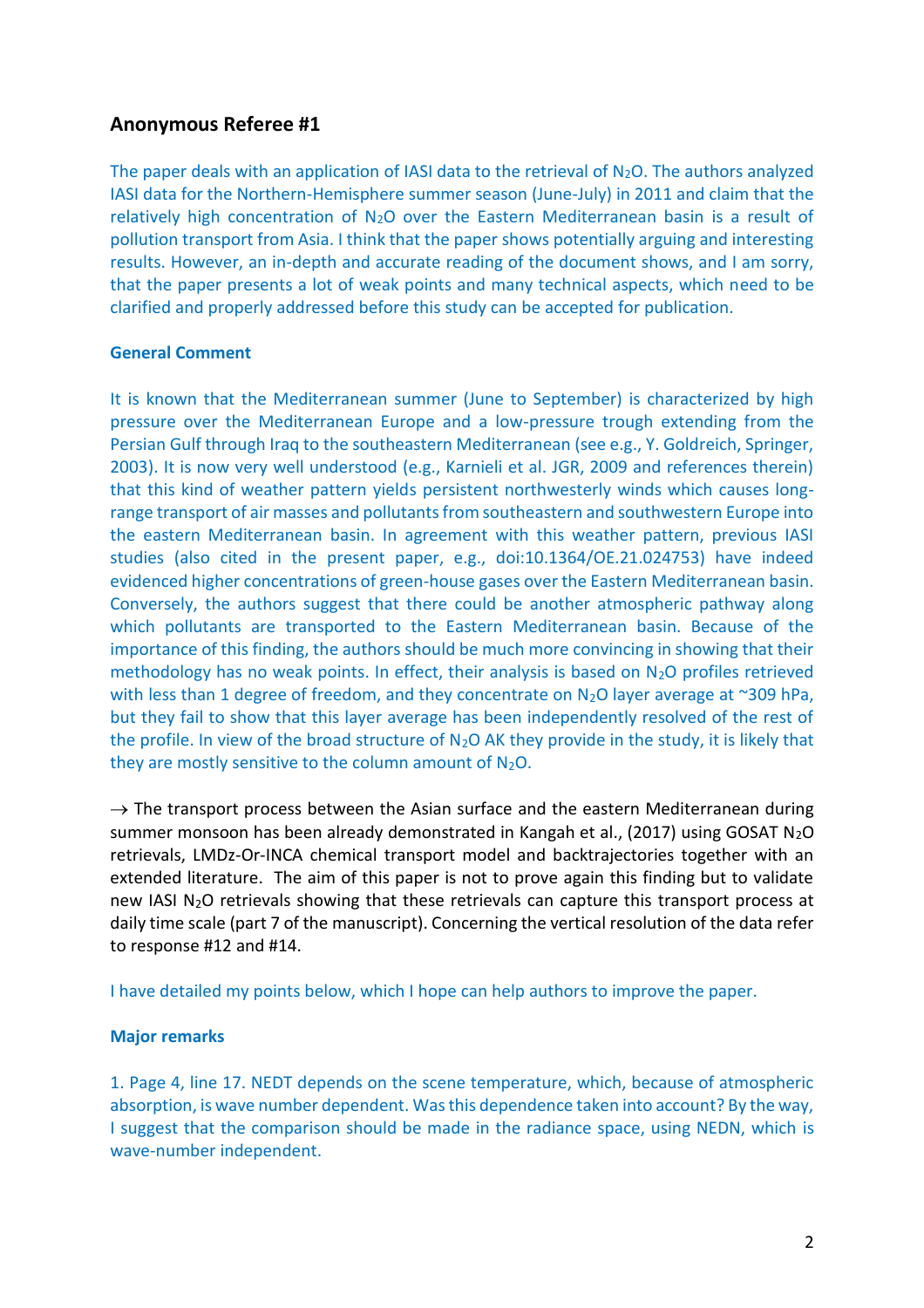## Anonymous Referee #1

The paper deals with an application of IASI data to the retrieval of $N_2O$. The authors analyzed IASI data for the Northern-Hemisphere summer season (June-July) in 2011 and claim that the relatively high concentration of $N_2O$ over the Eastern Mediterranean basin is a result of pollution transport from Asia. I think that the paper shows potentially arguing and interesting results. However, an in-depth and accurate reading of the document shows, and I am sorry, that the paper presents a lot of weak points and many technical aspects, which need to be clarified and properly addressed before this study can be accepted for publication.

### General Comment

It is known that the Mediterranean summer (June to September) is characterized by high pressure over the Mediterranean Europe and a low-pressure trough extending from the Persian Gulf through Iraq to the southeastern Mediterranean (see e.g., Y. Goldreich, Springer, 2003). It is now very well understood (e.g., Karnieli et al. JGR, 2009 and references therein) that this kind of weather pattern yields persistent northwesterly winds which causes long-range transport of air masses and pollutants from southeastern and southwestern Europe into the eastern Mediterranean basin. In agreement with this weather pattern, previous IASI studies (also cited in the present paper, e.g., doi:10.1364/OE.21.024753) have indeed evidenced higher concentrations of green-house gases over the Eastern Mediterranean basin. Conversely, the authors suggest that there could be another atmospheric pathway along which pollutants are transported to the Eastern Mediterranean basin. Because of the importance of this finding, the authors should be much more convincing in showing that their methodology has no weak points. In effect, their analysis is based on $N_2O$ profiles retrieved with less than 1 degree of freedom, and they concentrate on $N_2O$ layer average at ~309 hPa, but they fail to show that this layer average has been independently resolved of the rest of the profile. In view of the broad structure of $N_2O$ AK they provide in the study, it is likely that they are mostly sensitive to the column amount of $N_2O$.

→ The transport process between the Asian surface and the eastern Mediterranean during summer monsoon has been already demonstrated in Kangah et al., (2017) using GOSAT $N_2O$ retrievals, LMDz-Or-INCA chemical transport model and backtrajectories together with an extended literature. The aim of this paper is not to prove again this finding but to validate new IASI $N_2O$ retrievals showing that these retrievals can capture this transport process at daily time scale (part 7 of the manuscript). Concerning the vertical resolution of the data refer to response #12 and #14.

I have detailed my points below, which I hope can help authors to improve the paper.

### Major remarks

1. Page 4, line 17. NEDT depends on the scene temperature, which, because of atmospheric absorption, is wave number dependent. Was this dependence taken into account? By the way, I suggest that the comparison should be made in the radiance space, using NEDN, which is wave-number independent.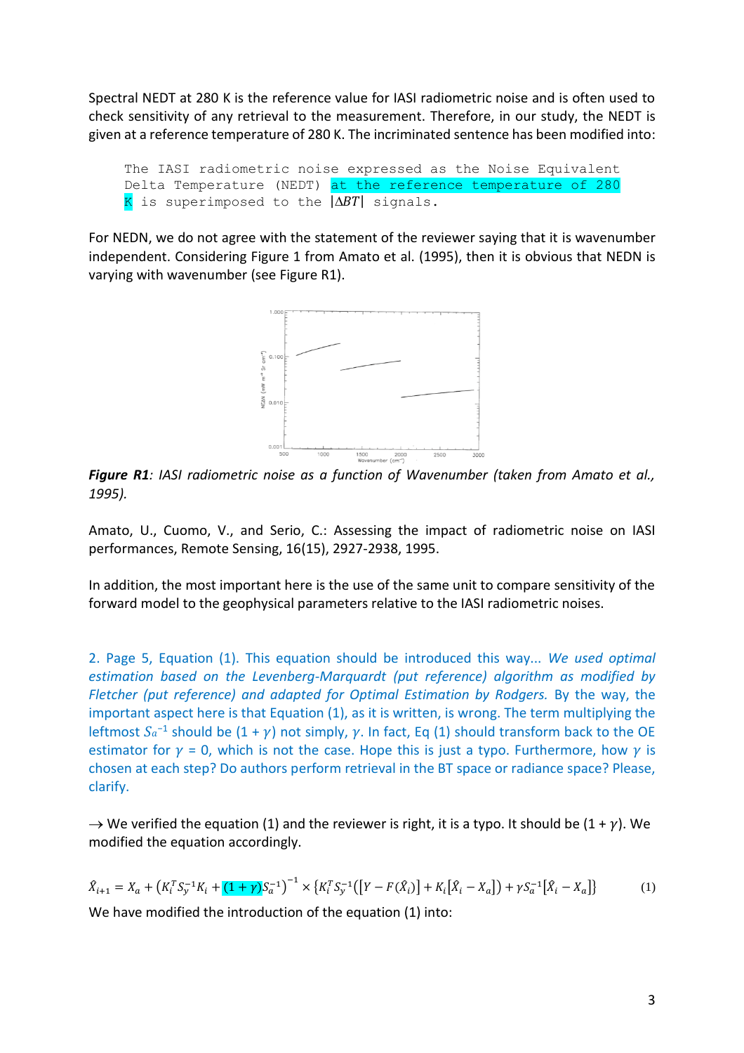Spectral NEDT at 280 K is the reference value for IASI radiometric noise and is often used to check sensitivity of any retrieval to the measurement. Therefore, in our study, the NEDT is given at a reference temperature of 280 K. The incriminated sentence has been modified into:

> The IASI radiometric noise expressed as the Noise Equivalent Delta Temperature (NEDT) at the reference temperature of 280 K is superimposed to the $|\Delta BT|$ signals.

For NEDN, we do not agree with the statement of the reviewer saying that it is wavenumber independent. Considering Figure 1 from Amato et al. (1995), then it is obvious that NEDN is varying with wavenumber (see Figure R1).

***Figure R1**: IASI radiometric noise as a function of Wavenumber (taken from Amato et al., 1995).*

Amato, U., Cuomo, V., and Serio, C.: Assessing the impact of radiometric noise on IASI performances, Remote Sensing, 16(15), 2927-2938, 1995.

In addition, the most important here is the use of the same unit to compare sensitivity of the forward model to the geophysical parameters relative to the IASI radiometric noises.

2. Page 5, Equation (1). This equation should be introduced this way... *We used optimal estimation based on the Levenberg-Marquardt (put reference) algorithm as modified by Fletcher (put reference) and adapted for Optimal Estimation by Rodgers.* By the way, the important aspect here is that Equation (1), as it is written, is wrong. The term multiplying the leftmost $S_a^{-1}$ should be $(1 + \gamma)$ not simply, $\gamma$. In fact, Eq (1) should transform back to the OE estimator for $\gamma = 0$, which is not the case. Hope this is just a typo. Furthermore, how $\gamma$ is chosen at each step? Do authors perform retrieval in the BT space or radiance space? Please, clarify.

→ We verified the equation (1) and the reviewer is right, it is a typo. It should be $(1 + \gamma)$. We modified the equation accordingly.

$$\hat{X}_{i+1} = X_a + \left(K_i^T S_y^{-1} K_i + (1+\gamma) S_a^{-1}\right)^{-1} \times \left\{K_i^T S_y^{-1}\left(\left[Y - F(\hat{X}_i)\right] + K_i\left[\hat{X}_i - X_a\right]\right) + \gamma S_a^{-1}\left[\hat{X}_i - X_a\right]\right\} \quad (1)$$

We have modified the introduction of the equation (1) into: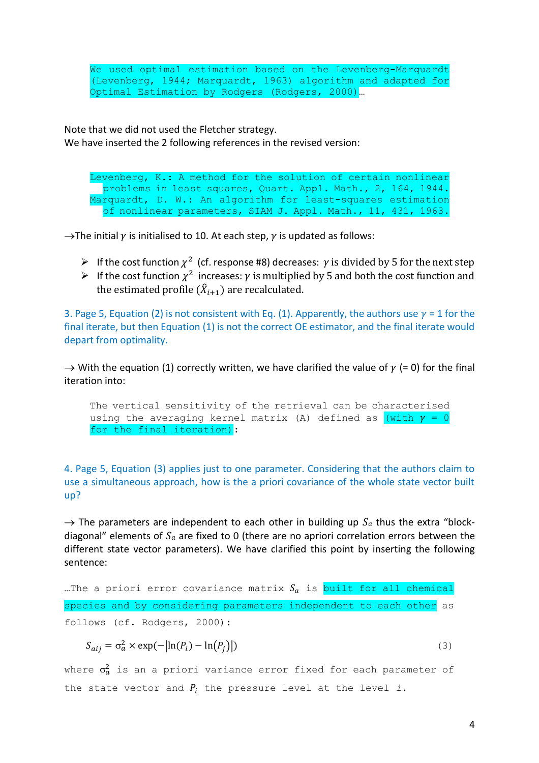We used optimal estimation based on the Levenberg-Marquardt (Levenberg, 1944; Marquardt, 1963) algorithm and adapted for Optimal Estimation by Rodgers (Rodgers, 2000)…

Note that we did not used the Fletcher strategy.
We have inserted the 2 following references in the revised version:

Levenberg, K.: A method for the solution of certain nonlinear problems in least squares, Quart. Appl. Math., 2, 164, 1944.
Marquardt, D. W.: An algorithm for least-squares estimation of nonlinear parameters, SIAM J. Appl. Math., 11, 431, 1963.

→The initial $\gamma$ is initialised to 10. At each step, $\gamma$ is updated as follows:

- If the cost function $\chi^2$ (cf. response #8) decreases: $\gamma$ is divided by 5 for the next step
- If the cost function $\chi^2$ increases: $\gamma$ is multiplied by 5 and both the cost function and the estimated profile ($\hat{X}_{i+1}$) are recalculated.

3. Page 5, Equation (2) is not consistent with Eq. (1). Apparently, the authors use $\gamma$ = 1 for the final iterate, but then Equation (1) is not the correct OE estimator, and the final iterate would depart from optimality.

→ With the equation (1) correctly written, we have clarified the value of $\gamma$ (= 0) for the final iteration into:

The vertical sensitivity of the retrieval can be characterised using the averaging kernel matrix (A) defined as (with $\gamma$ = 0 for the final iteration):

4. Page 5, Equation (3) applies just to one parameter. Considering that the authors claim to use a simultaneous approach, how is the a priori covariance of the whole state vector built up?

→ The parameters are independent to each other in building up $S_a$ thus the extra "block-diagonal" elements of $S_a$ are fixed to 0 (there are no apriori correlation errors between the different state vector parameters). We have clarified this point by inserting the following sentence:

…The a priori error covariance matrix $S_a$ is built for all chemical species and by considering parameters independent to each other as follows (cf. Rodgers, 2000):

$$S_{aij} = \sigma_a^2 \times \exp(-|\ln(P_i) - \ln(P_j)|) \tag{3}$$

where $\sigma_a^2$ is an a priori variance error fixed for each parameter of the state vector and $P_i$ the pressure level at the level $i$.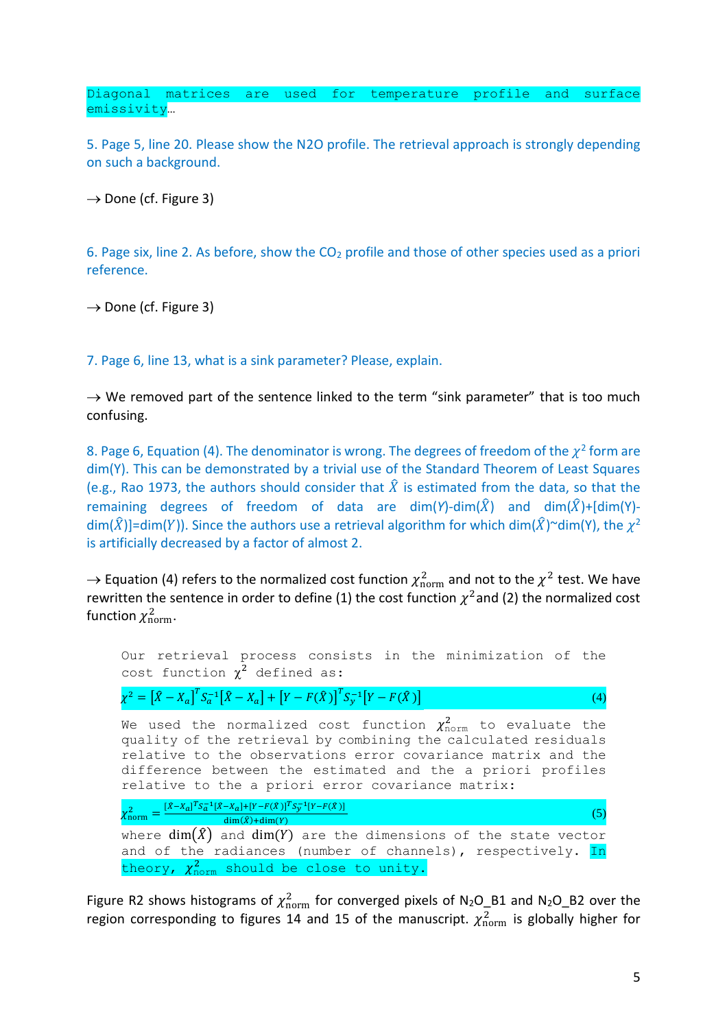Diagonal matrices are used for temperature profile and surface emissivity…

5. Page 5, line 20. Please show the N2O profile. The retrieval approach is strongly depending on such a background.

→ Done (cf. Figure 3)

6. Page six, line 2. As before, show the $CO_2$ profile and those of other species used as a priori reference.

→ Done (cf. Figure 3)

7. Page 6, line 13, what is a sink parameter? Please, explain.

→ We removed part of the sentence linked to the term "sink parameter" that is too much confusing.

8. Page 6, Equation (4). The denominator is wrong. The degrees of freedom of the $\chi^2$ form are dim(Y). This can be demonstrated by a trivial use of the Standard Theorem of Least Squares (e.g., Rao 1973, the authors should consider that $\hat{X}$ is estimated from the data, so that the remaining degrees of freedom of data are dim($Y$)-dim($\hat{X}$) and dim($\hat{X}$)+[dim(Y)-dim($\hat{X}$)]=dim($Y$)). Since the authors use a retrieval algorithm for which dim($\hat{X}$)~dim(Y), the $\chi^2$ is artificially decreased by a factor of almost 2.

→ Equation (4) refers to the normalized cost function $\chi^2_{\text{norm}}$ and not to the $\chi^2$ test. We have rewritten the sentence in order to define (1) the cost function $\chi^2$ and (2) the normalized cost function $\chi^2_{\text{norm}}$.

> Our retrieval process consists in the minimization of the cost function $\chi^2$ defined as:
>
> $$\chi^2 = [\hat{X} - X_a]^T S_a^{-1} [\hat{X} - X_a] + [Y - F(\hat{X})]^T S_y^{-1} [Y - F(\hat{X})] \quad (4)$$
>
> We used the normalized cost function $\chi^2_{\text{norm}}$ to evaluate the quality of the retrieval by combining the calculated residuals relative to the observations error covariance matrix and the difference between the estimated and the a priori profiles relative to the a priori error covariance matrix:
>
> $$\chi^2_{\text{norm}} = \frac{[\hat{X} - X_a]^T S_a^{-1} [\hat{X} - X_a] + [Y - F(\hat{X})]^T S_y^{-1} [Y - F(\hat{X})]}{\dim(\hat{X}) + \dim(Y)} \quad (5)$$
>
> where $\dim(\hat{X})$ and $\dim(Y)$ are the dimensions of the state vector and of the radiances (number of channels), respectively. In theory, $\chi^2_{\text{norm}}$ should be close to unity.

Figure R2 shows histograms of $\chi^2_{\text{norm}}$ for converged pixels of $N_2O$_B1 and $N_2O$_B2 over the region corresponding to figures 14 and 15 of the manuscript. $\chi^2_{\text{norm}}$ is globally higher for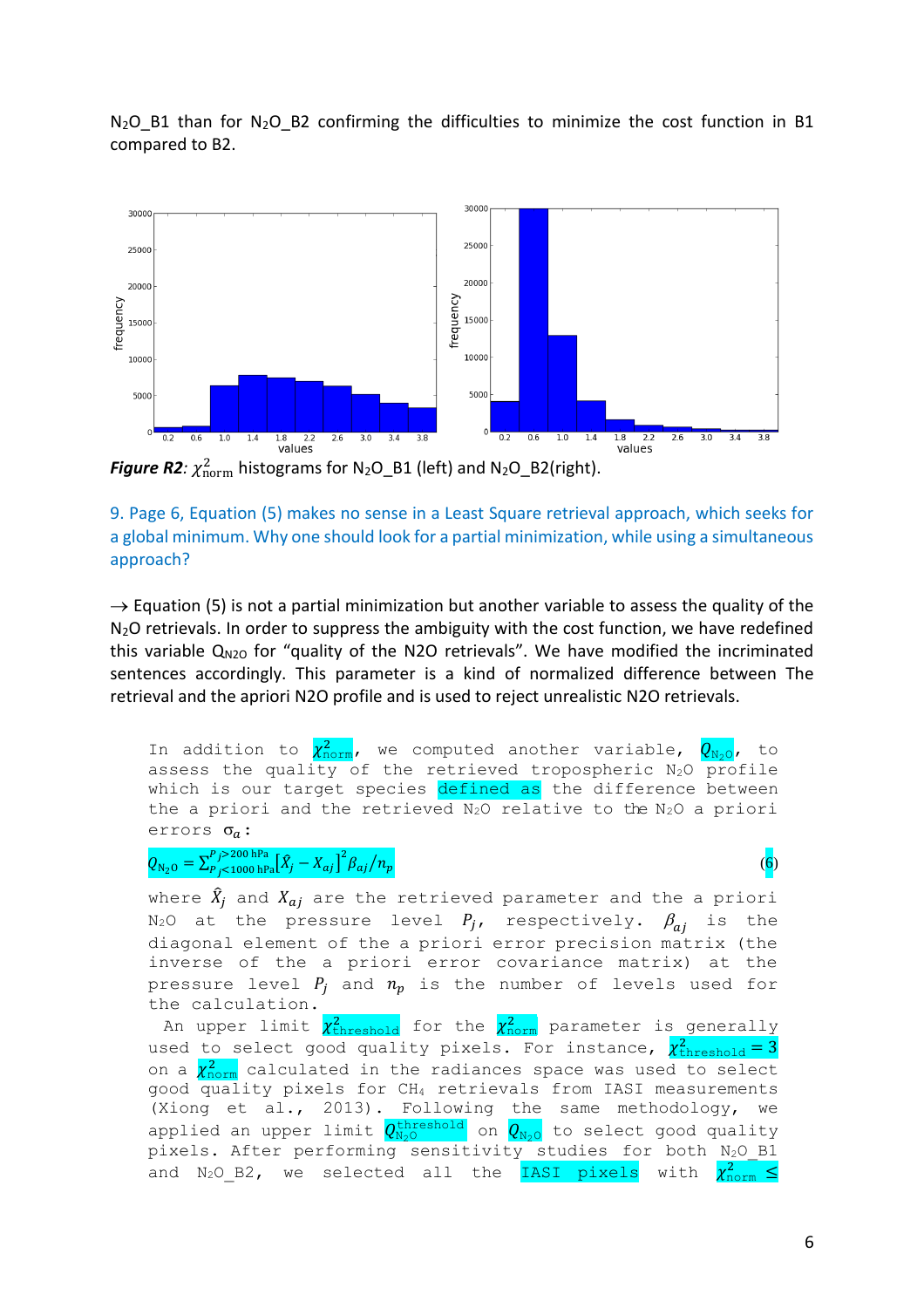$N_2O$_B1 than for $N_2O$_B2 confirming the difficulties to minimize the cost function in B1 compared to B2.

***Figure R2**: $\chi^2_{\rm norm}$* histograms for $N_2O$_B1 (left) and $N_2O$_B2(right).

9. Page 6, Equation (5) makes no sense in a Least Square retrieval approach, which seeks for a global minimum. Why one should look for a partial minimization, while using a simultaneous approach?

→ Equation (5) is not a partial minimization but another variable to assess the quality of the $N_2O$ retrievals. In order to suppress the ambiguity with the cost function, we have redefined this variable $Q_{N2O}$ for "quality of the N2O retrievals". We have modified the incriminated sentences accordingly. This parameter is a kind of normalized difference between The retrieval and the apriori N2O profile and is used to reject unrealistic N2O retrievals.

In addition to $\chi^2_{\rm norm}$, we computed another variable, $Q_{N_2O}$, to assess the quality of the retrieved tropospheric $N_2O$ profile which is our target species defined as the difference between the a priori and the retrieved $N_2O$ relative to the $N_2O$ a priori errors $\sigma_a$:

$$Q_{N_2O} = \Sigma_{P_j<1000\,\text{hPa}}^{P_j>200\,\text{hPa}} \left[\hat{X}_j - X_{aj}\right]^2 \beta_{aj}/n_p \qquad (6)$$

where $\hat{X}_j$ and $X_{aj}$ are the retrieved parameter and the a priori $N_2O$ at the pressure level $P_j$, respectively. $\beta_{aj}$ is the diagonal element of the a priori error precision matrix (the inverse of the a priori error covariance matrix) at the pressure level $P_j$ and $n_p$ is the number of levels used for the calculation.

An upper limit $\chi^2_{\rm threshold}$ for the $\chi^2_{\rm norm}$ parameter is generally used to select good quality pixels. For instance, $\chi^2_{\rm threshold} = 3$ on a $\chi^2_{\rm norm}$ calculated in the radiances space was used to select good quality pixels for $CH_4$ retrievals from IASI measurements (Xiong et al., 2013). Following the same methodology, we applied an upper limit $Q^{\rm threshold}_{N_2O}$ on $Q_{N_2O}$ to select good quality pixels. After performing sensitivity studies for both $N_2O$_B1 and $N_2O$_B2, we selected all the IASI pixels with $\chi^2_{\rm norm} \leq$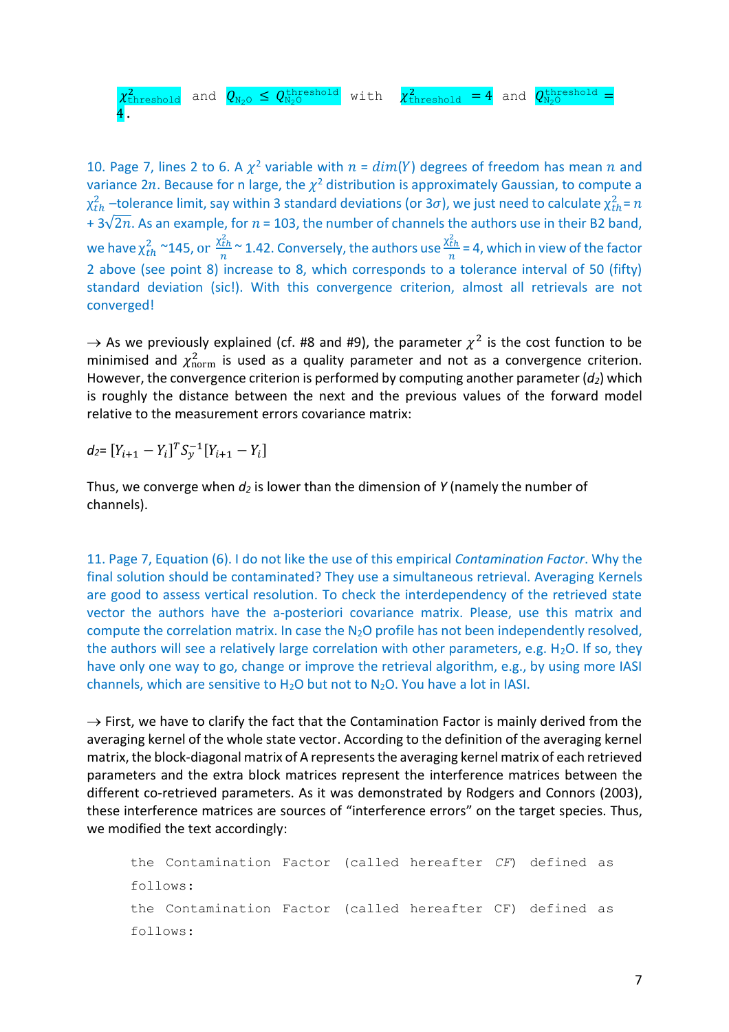$\chi^2_{\text{threshold}}$ and $Q_{N_2O} \leq Q^{\text{threshold}}_{N_2O}$ with $\chi^2_{\text{threshold}} = 4$ and $Q^{\text{threshold}}_{N_2O} = 4$.

10. Page 7, lines 2 to 6. A $\chi^2$ variable with $n = dim(Y)$ degrees of freedom has mean $n$ and variance $2n$. Because for n large, the $\chi^2$ distribution is approximately Gaussian, to compute a $\chi^2_{th}$ –tolerance limit, say within 3 standard deviations (or $3\sigma$), we just need to calculate $\chi^2_{th} = n + 3\sqrt{2n}$. As an example, for $n = 103$, the number of channels the authors use in their B2 band, we have $\chi^2_{th}$ ~145, or $\frac{\chi^2_{th}}{n}$ ~ 1.42. Conversely, the authors use $\frac{\chi^2_{th}}{n} = 4$, which in view of the factor 2 above (see point 8) increase to 8, which corresponds to a tolerance interval of 50 (fifty) standard deviation (sic!). With this convergence criterion, almost all retrievals are not converged!

→ As we previously explained (cf. #8 and #9), the parameter $\chi^2$ is the cost function to be minimised and $\chi^2_{\text{norm}}$ is used as a quality parameter and not as a convergence criterion. However, the convergence criterion is performed by computing another parameter ($d_2$) which is roughly the distance between the next and the previous values of the forward model relative to the measurement errors covariance matrix:

$$d_2 = [Y_{i+1} - Y_i]^T S_y^{-1} [Y_{i+1} - Y_i]$$

Thus, we converge when $d_2$ is lower than the dimension of $Y$ (namely the number of channels).

11. Page 7, Equation (6). I do not like the use of this empirical *Contamination Factor*. Why the final solution should be contaminated? They use a simultaneous retrieval. Averaging Kernels are good to assess vertical resolution. To check the interdependency of the retrieved state vector the authors have the a-posteriori covariance matrix. Please, use this matrix and compute the correlation matrix. In case the $N_2O$ profile has not been independently resolved, the authors will see a relatively large correlation with other parameters, e.g. $H_2O$. If so, they have only one way to go, change or improve the retrieval algorithm, e.g., by using more IASI channels, which are sensitive to $H_2O$ but not to $N_2O$. You have a lot in IASI.

→ First, we have to clarify the fact that the Contamination Factor is mainly derived from the averaging kernel of the whole state vector. According to the definition of the averaging kernel matrix, the block-diagonal matrix of A represents the averaging kernel matrix of each retrieved parameters and the extra block matrices represent the interference matrices between the different co-retrieved parameters. As it was demonstrated by Rodgers and Connors (2003), these interference matrices are sources of "interference errors" on the target species. Thus, we modified the text accordingly:

> the Contamination Factor (called hereafter *CF*) defined as follows:
>
> the Contamination Factor (called hereafter CF) defined as follows: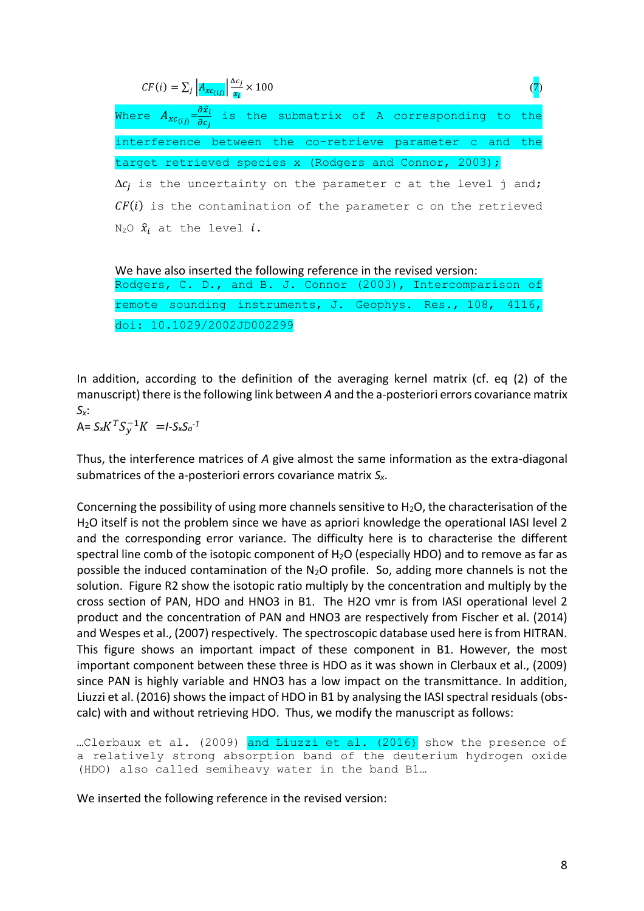$$CF(i) = \sum_j \left| A_{xc(ij)} \right| \frac{\Delta c_j}{x_i} \times 100 \quad (7)$$

Where $A_{xc(ij)} = \frac{\partial \hat{x}_i}{\partial c_j}$ is the submatrix of A corresponding to the interference between the co-retrieve parameter c and the target retrieved species x (Rodgers and Connor, 2003); $\Delta c_j$ is the uncertainty on the parameter c at the level j and; $CF(i)$ is the contamination of the parameter c on the retrieved $N_2O$ $\hat{x}_i$ at the level $i$.

We have also inserted the following reference in the revised version:

Rodgers, C. D., and B. J. Connor (2003), Intercomparison of remote sounding instruments, J. Geophys. Res., 108, 4116, doi: 10.1029/2002JD002299

In addition, according to the definition of the averaging kernel matrix (cf. eq (2) of the manuscript) there is the following link between *A* and the a-posteriori errors covariance matrix $S_x$:

$A = S_x K^T S_y^{-1} K = I - S_x S_a^{-1}$

Thus, the interference matrices of *A* give almost the same information as the extra-diagonal submatrices of the a-posteriori errors covariance matrix $S_x$.

Concerning the possibility of using more channels sensitive to $H_2O$, the characterisation of the $H_2O$ itself is not the problem since we have as apriori knowledge the operational IASI level 2 and the corresponding error variance. The difficulty here is to characterise the different spectral line comb of the isotopic component of $H_2O$ (especially HDO) and to remove as far as possible the induced contamination of the $N_2O$ profile. So, adding more channels is not the solution. Figure R2 show the isotopic ratio multiply by the concentration and multiply by the cross section of PAN, HDO and HNO3 in B1. The H2O vmr is from IASI operational level 2 product and the concentration of PAN and HNO3 are respectively from Fischer et al. (2014) and Wespes et al., (2007) respectively. The spectroscopic database used here is from HITRAN. This figure shows an important impact of these component in B1. However, the most important component between these three is HDO as it was shown in Clerbaux et al., (2009) since PAN is highly variable and HNO3 has a low impact on the transmittance. In addition, Liuzzi et al. (2016) shows the impact of HDO in B1 by analysing the IASI spectral residuals (obs-calc) with and without retrieving HDO. Thus, we modify the manuscript as follows:

…Clerbaux et al. (2009) and Liuzzi et al. (2016) show the presence of a relatively strong absorption band of the deuterium hydrogen oxide (HDO) also called semiheavy water in the band B1…

We inserted the following reference in the revised version: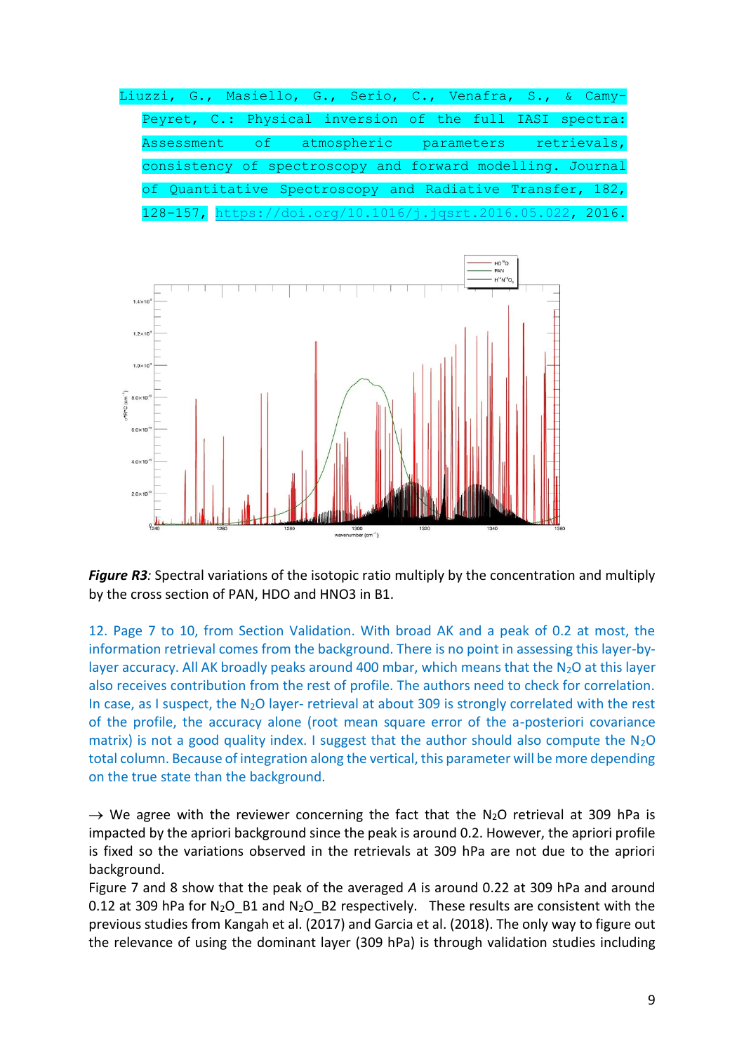Liuzzi, G., Masiello, G., Serio, C., Venafra, S., & Camy-Peyret, C.: Physical inversion of the full IASI spectra: Assessment of atmospheric parameters retrievals, consistency of spectroscopy and forward modelling. Journal of Quantitative Spectroscopy and Radiative Transfer, 182, 128-157, https://doi.org/10.1016/j.jqsrt.2016.05.022, 2016.

***Figure R3**:* Spectral variations of the isotopic ratio multiply by the concentration and multiply by the cross section of PAN, HDO and HNO3 in B1.

12. Page 7 to 10, from Section Validation. With broad AK and a peak of 0.2 at most, the information retrieval comes from the background. There is no point in assessing this layer-by-layer accuracy. All AK broadly peaks around 400 mbar, which means that the $N_2O$ at this layer also receives contribution from the rest of profile. The authors need to check for correlation. In case, as I suspect, the $N_2O$ layer- retrieval at about 309 is strongly correlated with the rest of the profile, the accuracy alone (root mean square error of the a-posteriori covariance matrix) is not a good quality index. I suggest that the author should also compute the $N_2O$ total column. Because of integration along the vertical, this parameter will be more depending on the true state than the background.

→ We agree with the reviewer concerning the fact that the $N_2O$ retrieval at 309 hPa is impacted by the apriori background since the peak is around 0.2. However, the apriori profile is fixed so the variations observed in the retrievals at 309 hPa are not due to the apriori background.

Figure 7 and 8 show that the peak of the averaged *A* is around 0.22 at 309 hPa and around 0.12 at 309 hPa for $N_2O$_B1 and $N_2O$_B2 respectively. These results are consistent with the previous studies from Kangah et al. (2017) and Garcia et al. (2018). The only way to figure out the relevance of using the dominant layer (309 hPa) is through validation studies including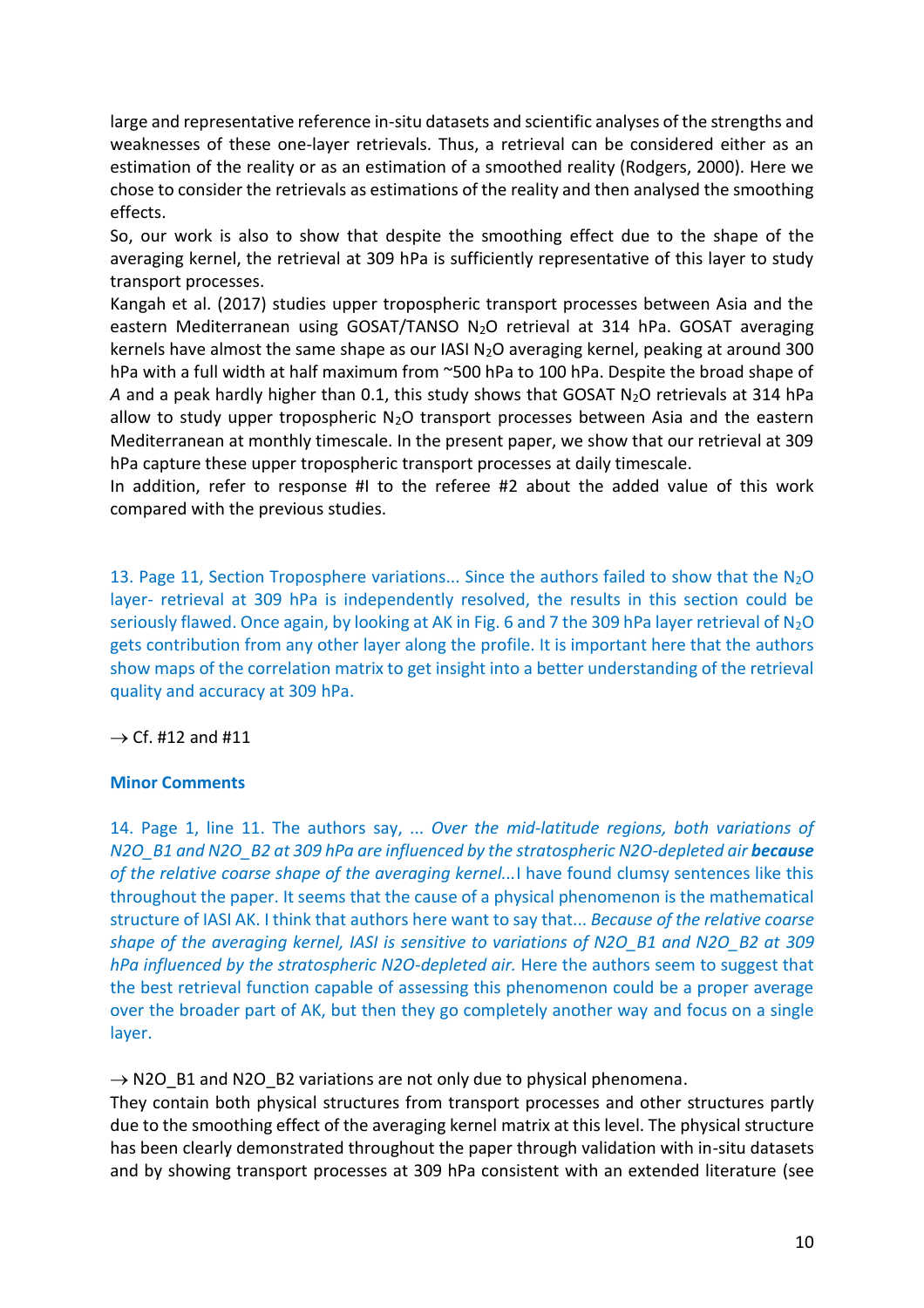large and representative reference in-situ datasets and scientific analyses of the strengths and weaknesses of these one-layer retrievals. Thus, a retrieval can be considered either as an estimation of the reality or as an estimation of a smoothed reality (Rodgers, 2000). Here we chose to consider the retrievals as estimations of the reality and then analysed the smoothing effects.

So, our work is also to show that despite the smoothing effect due to the shape of the averaging kernel, the retrieval at 309 hPa is sufficiently representative of this layer to study transport processes.

Kangah et al. (2017) studies upper tropospheric transport processes between Asia and the eastern Mediterranean using GOSAT/TANSO $N_2O$ retrieval at 314 hPa. GOSAT averaging kernels have almost the same shape as our IASI $N_2O$ averaging kernel, peaking at around 300 hPa with a full width at half maximum from ~500 hPa to 100 hPa. Despite the broad shape of *A* and a peak hardly higher than 0.1, this study shows that GOSAT $N_2O$ retrievals at 314 hPa allow to study upper tropospheric $N_2O$ transport processes between Asia and the eastern Mediterranean at monthly timescale. In the present paper, we show that our retrieval at 309 hPa capture these upper tropospheric transport processes at daily timescale.

In addition, refer to response #I to the referee #2 about the added value of this work compared with the previous studies.

13. Page 11, Section Troposphere variations... Since the authors failed to show that the $N_2O$ layer- retrieval at 309 hPa is independently resolved, the results in this section could be seriously flawed. Once again, by looking at AK in Fig. 6 and 7 the 309 hPa layer retrieval of $N_2O$ gets contribution from any other layer along the profile. It is important here that the authors show maps of the correlation matrix to get insight into a better understanding of the retrieval quality and accuracy at 309 hPa.

→ Cf. #12 and #11

**Minor Comments**

14. Page 1, line 11. The authors say, ... *Over the mid-latitude regions, both variations of N2O_B1 and N2O_B2 at 309 hPa are influenced by the stratospheric N2O-depleted air* ***because*** *of the relative coarse shape of the averaging kernel...*I have found clumsy sentences like this throughout the paper. It seems that the cause of a physical phenomenon is the mathematical structure of IASI AK. I think that authors here want to say that... *Because of the relative coarse shape of the averaging kernel, IASI is sensitive to variations of N2O_B1 and N2O_B2 at 309 hPa influenced by the stratospheric N2O-depleted air.* Here the authors seem to suggest that the best retrieval function capable of assessing this phenomenon could be a proper average over the broader part of AK, but then they go completely another way and focus on a single layer.

→ N2O_B1 and N2O_B2 variations are not only due to physical phenomena.

They contain both physical structures from transport processes and other structures partly due to the smoothing effect of the averaging kernel matrix at this level. The physical structure has been clearly demonstrated throughout the paper through validation with in-situ datasets and by showing transport processes at 309 hPa consistent with an extended literature (see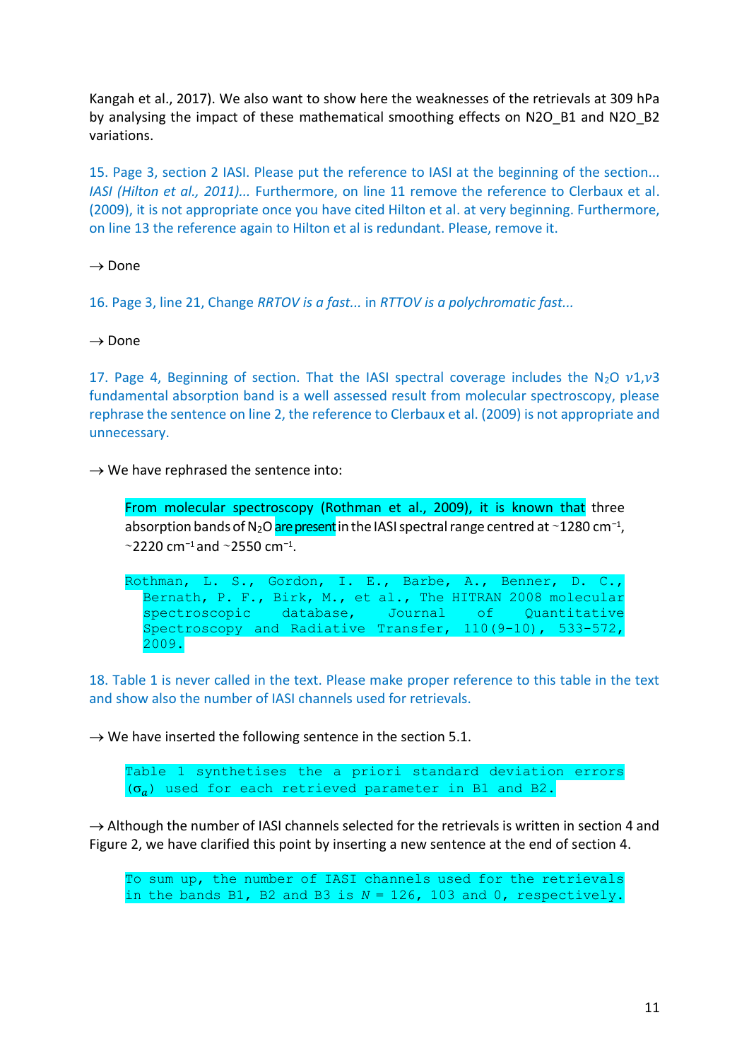Kangah et al., 2017). We also want to show here the weaknesses of the retrievals at 309 hPa by analysing the impact of these mathematical smoothing effects on N2O_B1 and N2O_B2 variations.

15. Page 3, section 2 IASI. Please put the reference to IASI at the beginning of the section... *IASI (Hilton et al., 2011)...* Furthermore, on line 11 remove the reference to Clerbaux et al. (2009), it is not appropriate once you have cited Hilton et al. at very beginning. Furthermore, on line 13 the reference again to Hilton et al is redundant. Please, remove it.

→ Done

16. Page 3, line 21, Change *RRTOV is a fast...* in *RTTOV is a polychromatic fast...*

→ Done

17. Page 4, Beginning of section. That the IASI spectral coverage includes the $N_2O$ $\nu1,\nu3$ fundamental absorption band is a well assessed result from molecular spectroscopy, please rephrase the sentence on line 2, the reference to Clerbaux et al. (2009) is not appropriate and unnecessary.

→ We have rephrased the sentence into:

> From molecular spectroscopy (Rothman et al., 2009), it is known that three absorption bands of $N_2O$ are present in the IASI spectral range centred at ~1280 cm$^{-1}$, ~2220 cm$^{-1}$ and ~2550 cm$^{-1}$.
>
> Rothman, L. S., Gordon, I. E., Barbe, A., Benner, D. C., Bernath, P. F., Birk, M., et al., The HITRAN 2008 molecular spectroscopic database, Journal of Quantitative Spectroscopy and Radiative Transfer, 110(9-10), 533-572, 2009.

18. Table 1 is never called in the text. Please make proper reference to this table in the text and show also the number of IASI channels used for retrievals.

→ We have inserted the following sentence in the section 5.1.

> Table 1 synthetises the a priori standard deviation errors ($\sigma_a$) used for each retrieved parameter in B1 and B2.

→ Although the number of IASI channels selected for the retrievals is written in section 4 and Figure 2, we have clarified this point by inserting a new sentence at the end of section 4.

> To sum up, the number of IASI channels used for the retrievals in the bands B1, B2 and B3 is $N$ = 126, 103 and 0, respectively.